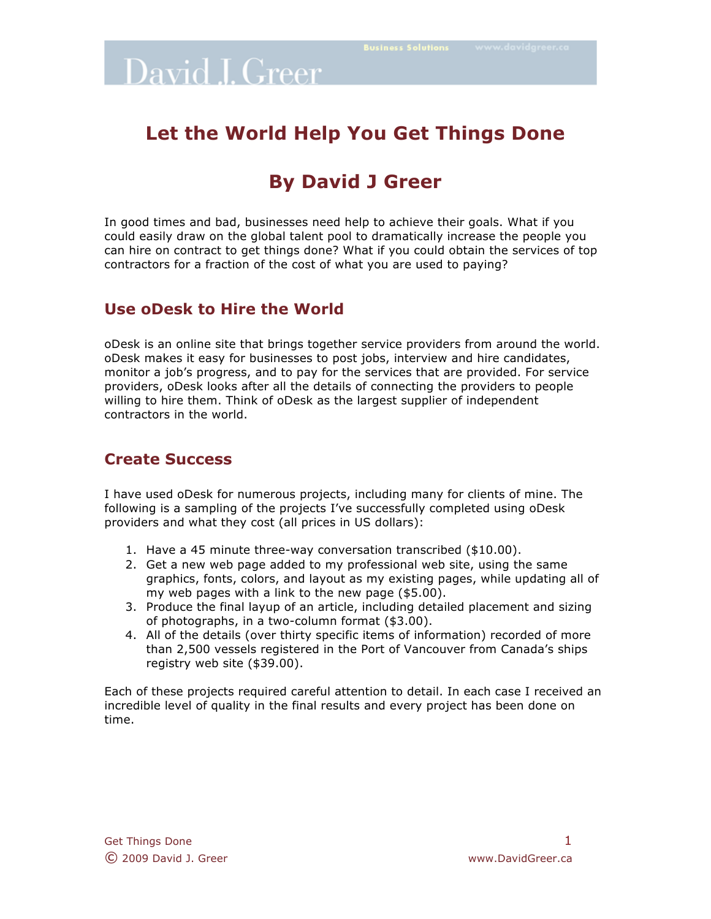# Let the World Help You Get Things Done

# By David J Greer

In good times and bad, businesses need help to achieve their goals. What if you could easily draw on the global talent pool to dramatically increase the people you can hire on contract to get things done? What if you could obtain the services of top contractors for a fraction of the cost of what you are used to paying?

## Use oDesk to Hire the World

oDesk is an online site that brings together service providers from around the world. oDesk makes it easy for businesses to post jobs, interview and hire candidates, monitor a job's progress, and to pay for the services that are provided. For service providers, oDesk looks after all the details of connecting the providers to people willing to hire them. Think of oDesk as the largest supplier of independent contractors in the world.

## Create Success

I have used oDesk for numerous projects, including many for clients of mine. The following is a sampling of the projects I've successfully completed using oDesk providers and what they cost (all prices in US dollars):

1. Have a 45 minute three-way conversation transcribed ($10.00).
2. Get a new web page added to my professional web site, using the same graphics, fonts, colors, and layout as my existing pages, while updating all of my web pages with a link to the new page ($5.00).
3. Produce the final layup of an article, including detailed placement and sizing of photographs, in a two-column format ($3.00).
4. All of the details (over thirty specific items of information) recorded of more than 2,500 vessels registered in the Port of Vancouver from Canada's ships registry web site ($39.00).

Each of these projects required careful attention to detail. In each case I received an incredible level of quality in the final results and every project has been done on time.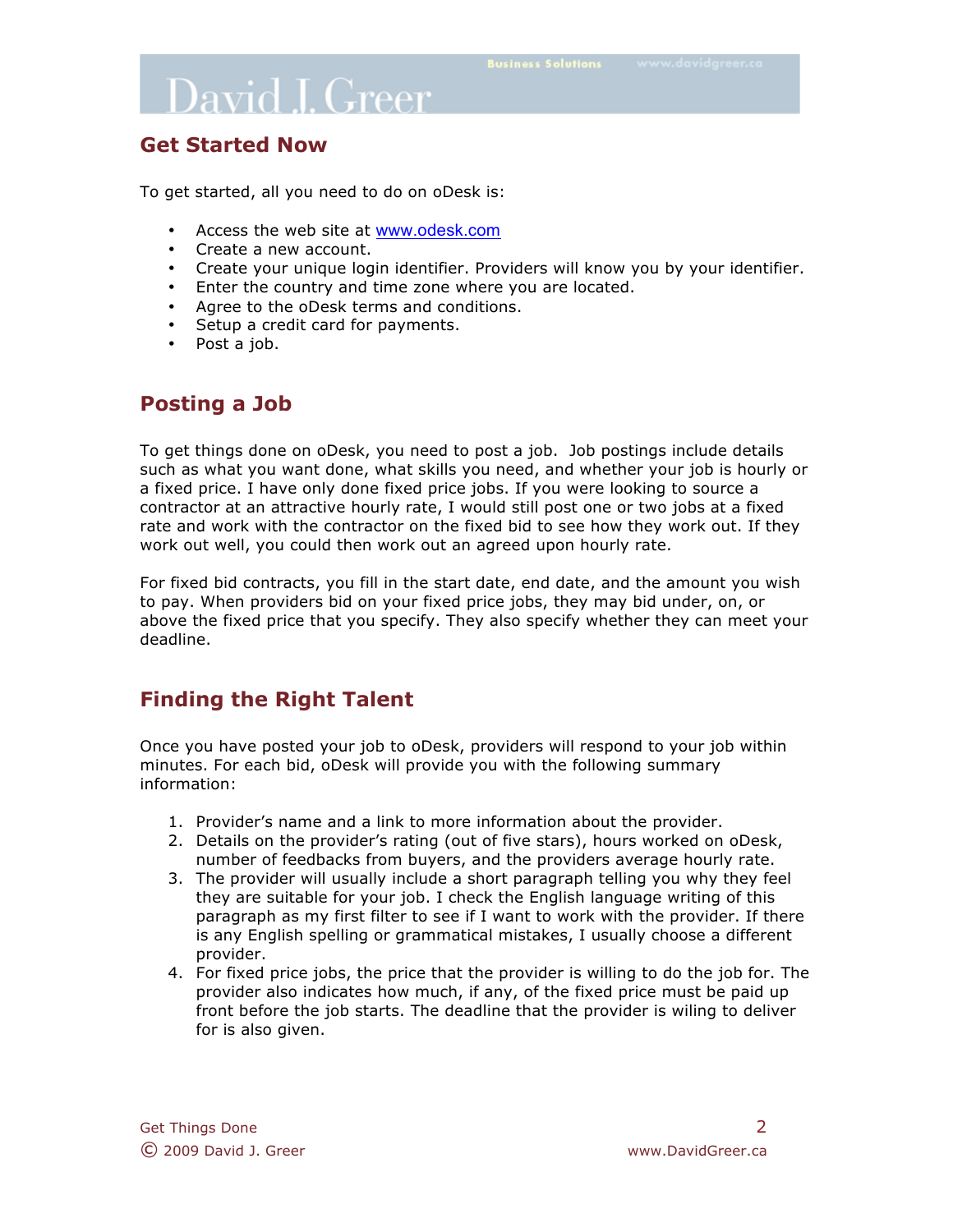## Get Started Now

To get started, all you need to do on oDesk is:

- Access the web site at www.odesk.com
- Create a new account.
- Create your unique login identifier. Providers will know you by your identifier.
- Enter the country and time zone where you are located.
- Agree to the oDesk terms and conditions.
- Setup a credit card for payments.
- Post a job.

## Posting a Job

To get things done on oDesk, you need to post a job. Job postings include details such as what you want done, what skills you need, and whether your job is hourly or a fixed price. I have only done fixed price jobs. If you were looking to source a contractor at an attractive hourly rate, I would still post one or two jobs at a fixed rate and work with the contractor on the fixed bid to see how they work out. If they work out well, you could then work out an agreed upon hourly rate.

For fixed bid contracts, you fill in the start date, end date, and the amount you wish to pay. When providers bid on your fixed price jobs, they may bid under, on, or above the fixed price that you specify. They also specify whether they can meet your deadline.

## Finding the Right Talent

Once you have posted your job to oDesk, providers will respond to your job within minutes. For each bid, oDesk will provide you with the following summary information:

1. Provider's name and a link to more information about the provider.
2. Details on the provider's rating (out of five stars), hours worked on oDesk, number of feedbacks from buyers, and the providers average hourly rate.
3. The provider will usually include a short paragraph telling you why they feel they are suitable for your job. I check the English language writing of this paragraph as my first filter to see if I want to work with the provider. If there is any English spelling or grammatical mistakes, I usually choose a different provider.
4. For fixed price jobs, the price that the provider is willing to do the job for. The provider also indicates how much, if any, of the fixed price must be paid up front before the job starts. The deadline that the provider is wiling to deliver for is also given.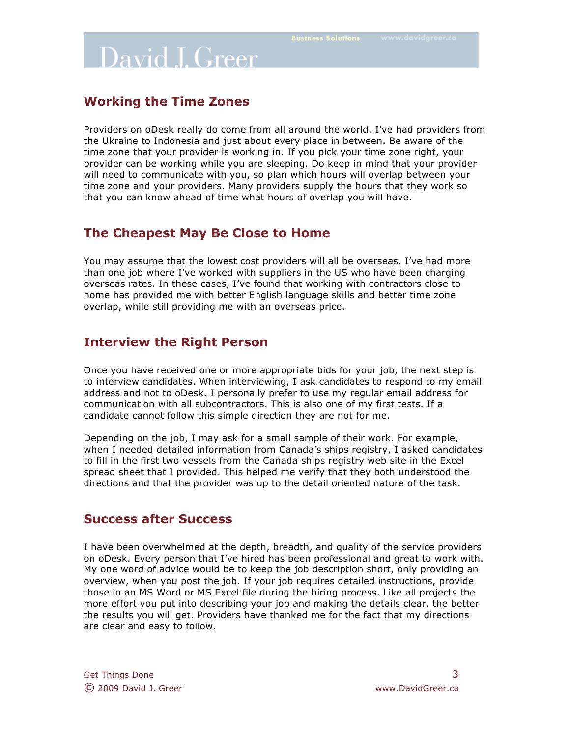## Working the Time Zones

Providers on oDesk really do come from all around the world. I've had providers from the Ukraine to Indonesia and just about every place in between. Be aware of the time zone that your provider is working in. If you pick your time zone right, your provider can be working while you are sleeping. Do keep in mind that your provider will need to communicate with you, so plan which hours will overlap between your time zone and your providers. Many providers supply the hours that they work so that you can know ahead of time what hours of overlap you will have.

## The Cheapest May Be Close to Home

You may assume that the lowest cost providers will all be overseas. I've had more than one job where I've worked with suppliers in the US who have been charging overseas rates. In these cases, I've found that working with contractors close to home has provided me with better English language skills and better time zone overlap, while still providing me with an overseas price.

## Interview the Right Person

Once you have received one or more appropriate bids for your job, the next step is to interview candidates. When interviewing, I ask candidates to respond to my email address and not to oDesk. I personally prefer to use my regular email address for communication with all subcontractors. This is also one of my first tests. If a candidate cannot follow this simple direction they are not for me.

Depending on the job, I may ask for a small sample of their work. For example, when I needed detailed information from Canada's ships registry, I asked candidates to fill in the first two vessels from the Canada ships registry web site in the Excel spread sheet that I provided. This helped me verify that they both understood the directions and that the provider was up to the detail oriented nature of the task.

## Success after Success

I have been overwhelmed at the depth, breadth, and quality of the service providers on oDesk. Every person that I've hired has been professional and great to work with. My one word of advice would be to keep the job description short, only providing an overview, when you post the job. If your job requires detailed instructions, provide those in an MS Word or MS Excel file during the hiring process. Like all projects the more effort you put into describing your job and making the details clear, the better the results you will get. Providers have thanked me for the fact that my directions are clear and easy to follow.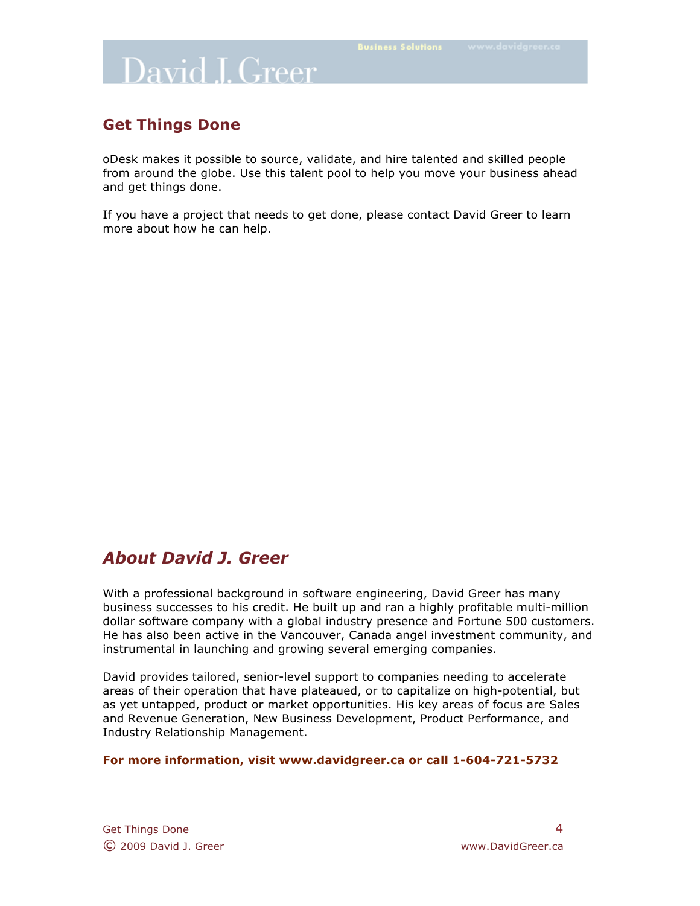## Get Things Done

oDesk makes it possible to source, validate, and hire talented and skilled people from around the globe. Use this talent pool to help you move your business ahead and get things done.

If you have a project that needs to get done, please contact David Greer to learn more about how he can help.

## *About David J. Greer*

With a professional background in software engineering, David Greer has many business successes to his credit. He built up and ran a highly profitable multi-million dollar software company with a global industry presence and Fortune 500 customers. He has also been active in the Vancouver, Canada angel investment community, and instrumental in launching and growing several emerging companies.

David provides tailored, senior-level support to companies needing to accelerate areas of their operation that have plateaued, or to capitalize on high-potential, but as yet untapped, product or market opportunities. His key areas of focus are Sales and Revenue Generation, New Business Development, Product Performance, and Industry Relationship Management.

**For more information, visit www.davidgreer.ca or call 1-604-721-5732**